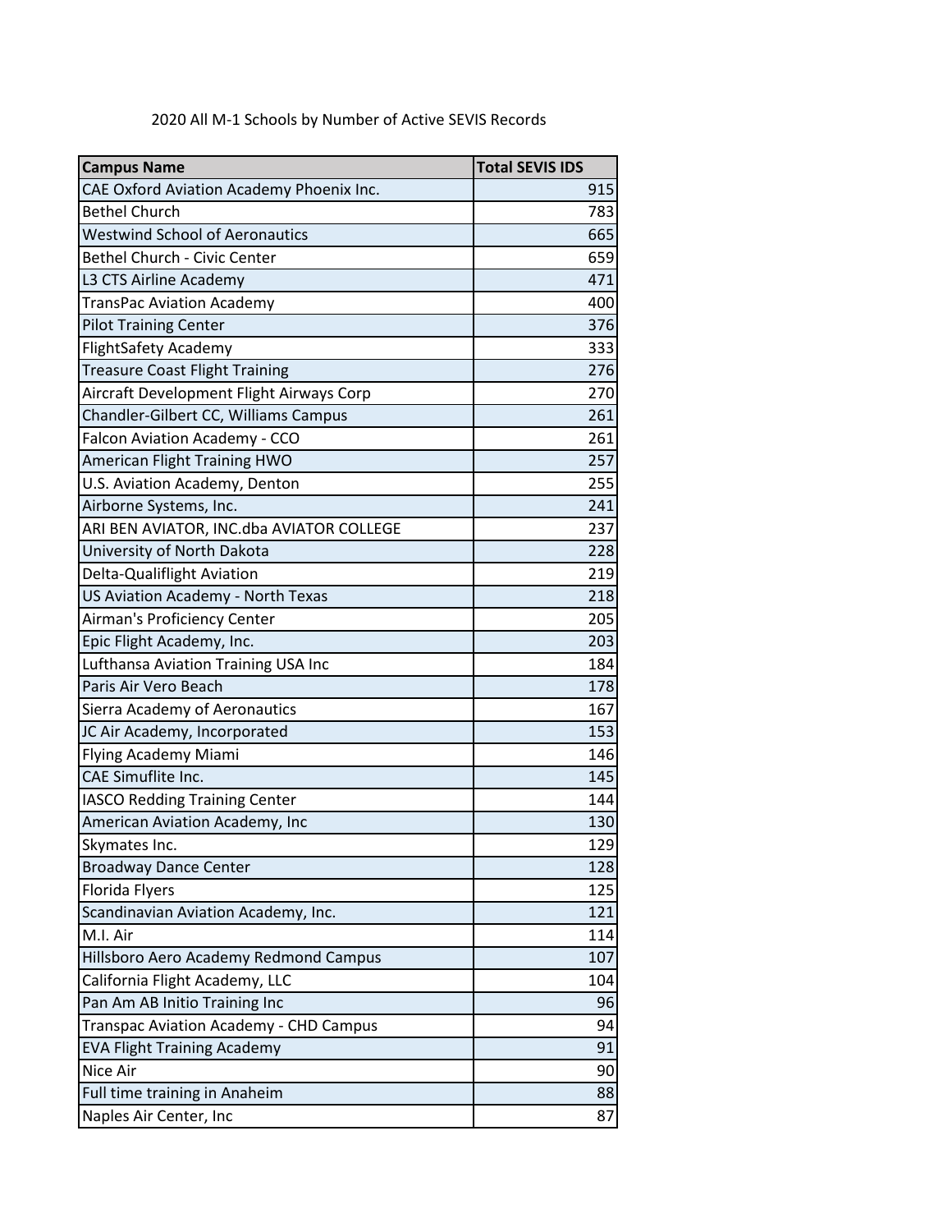2020 All M-1 Schools by Number of Active SEVIS Records

| Campus Name | Total SEVIS IDS |
|---|---|
| CAE Oxford Aviation Academy Phoenix Inc. | 915 |
| Bethel Church | 783 |
| Westwind School of Aeronautics | 665 |
| Bethel Church - Civic Center | 659 |
| L3 CTS Airline Academy | 471 |
| TransPac Aviation Academy | 400 |
| Pilot Training Center | 376 |
| FlightSafety Academy | 333 |
| Treasure Coast Flight Training | 276 |
| Aircraft Development Flight Airways Corp | 270 |
| Chandler-Gilbert CC, Williams Campus | 261 |
| Falcon Aviation Academy - CCO | 261 |
| American Flight Training HWO | 257 |
| U.S. Aviation Academy, Denton | 255 |
| Airborne Systems, Inc. | 241 |
| ARI BEN AVIATOR, INC.dba AVIATOR COLLEGE | 237 |
| University of North Dakota | 228 |
| Delta-Qualiflight Aviation | 219 |
| US Aviation Academy - North Texas | 218 |
| Airman's Proficiency Center | 205 |
| Epic Flight Academy, Inc. | 203 |
| Lufthansa Aviation Training USA Inc | 184 |
| Paris Air Vero Beach | 178 |
| Sierra Academy of Aeronautics | 167 |
| JC Air Academy, Incorporated | 153 |
| Flying Academy Miami | 146 |
| CAE Simuflite Inc. | 145 |
| IASCO Redding Training Center | 144 |
| American Aviation Academy, Inc | 130 |
| Skymates Inc. | 129 |
| Broadway Dance Center | 128 |
| Florida Flyers | 125 |
| Scandinavian Aviation Academy, Inc. | 121 |
| M.I. Air | 114 |
| Hillsboro Aero Academy Redmond Campus | 107 |
| California Flight Academy, LLC | 104 |
| Pan Am AB Initio Training Inc | 96 |
| Transpac Aviation Academy - CHD Campus | 94 |
| EVA Flight Training Academy | 91 |
| Nice Air | 90 |
| Full time training in Anaheim | 88 |
| Naples Air Center, Inc | 87 |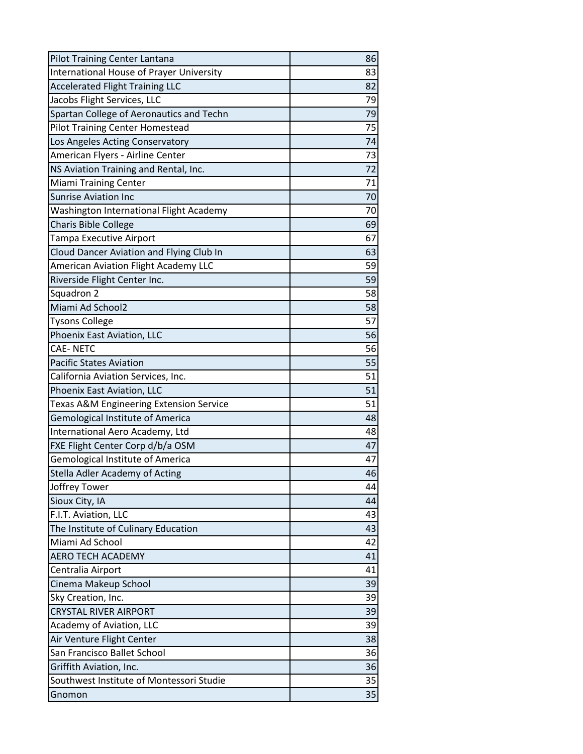| | |
|---|---|
| Pilot Training Center Lantana | 86 |
| International House of Prayer University | 83 |
| Accelerated Flight Training LLC | 82 |
| Jacobs Flight Services, LLC | 79 |
| Spartan College of Aeronautics and Techn | 79 |
| Pilot Training Center Homestead | 75 |
| Los Angeles Acting Conservatory | 74 |
| American Flyers - Airline Center | 73 |
| NS Aviation Training and Rental, Inc. | 72 |
| Miami Training Center | 71 |
| Sunrise Aviation Inc | 70 |
| Washington International Flight Academy | 70 |
| Charis Bible College | 69 |
| Tampa Executive Airport | 67 |
| Cloud Dancer Aviation and Flying Club In | 63 |
| American Aviation Flight Academy LLC | 59 |
| Riverside Flight Center Inc. | 59 |
| Squadron 2 | 58 |
| Miami Ad School2 | 58 |
| Tysons College | 57 |
| Phoenix East Aviation, LLC | 56 |
| CAE- NETC | 56 |
| Pacific States Aviation | 55 |
| California Aviation Services, Inc. | 51 |
| Phoenix East Aviation, LLC | 51 |
| Texas A&M Engineering Extension Service | 51 |
| Gemological Institute of America | 48 |
| International Aero Academy, Ltd | 48 |
| FXE Flight Center Corp d/b/a OSM | 47 |
| Gemological Institute of America | 47 |
| Stella Adler Academy of Acting | 46 |
| Joffrey Tower | 44 |
| Sioux City, IA | 44 |
| F.I.T. Aviation, LLC | 43 |
| The Institute of Culinary Education | 43 |
| Miami Ad School | 42 |
| AERO TECH ACADEMY | 41 |
| Centralia Airport | 41 |
| Cinema Makeup School | 39 |
| Sky Creation, Inc. | 39 |
| CRYSTAL RIVER AIRPORT | 39 |
| Academy of Aviation, LLC | 39 |
| Air Venture Flight Center | 38 |
| San Francisco Ballet School | 36 |
| Griffith Aviation, Inc. | 36 |
| Southwest Institute of Montessori Studie | 35 |
| Gnomon | 35 |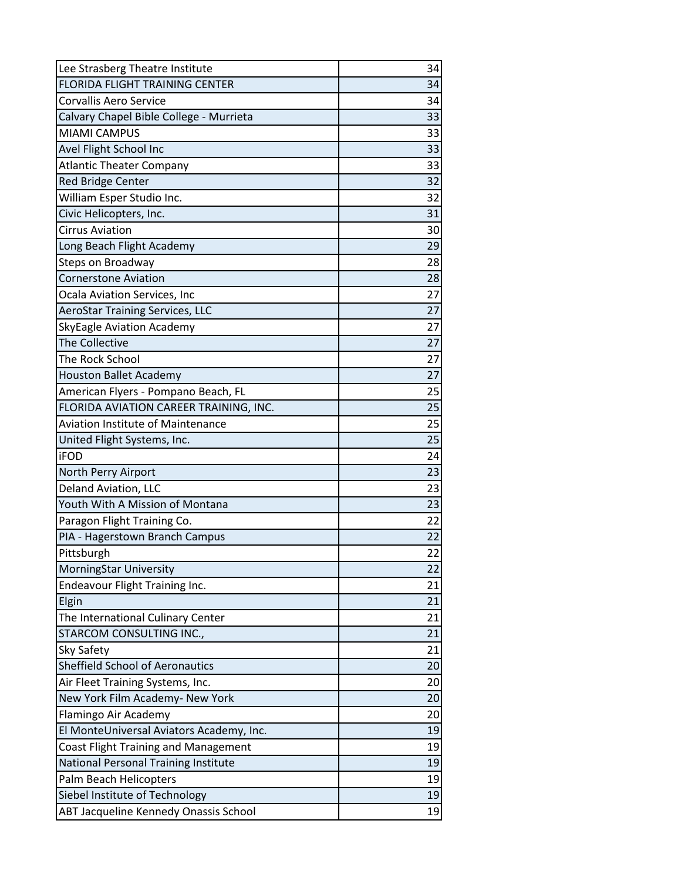| | |
|---|---|
| Lee Strasberg Theatre Institute | 34 |
| FLORIDA FLIGHT TRAINING CENTER | 34 |
| Corvallis Aero Service | 34 |
| Calvary Chapel Bible College - Murrieta | 33 |
| MIAMI CAMPUS | 33 |
| Avel Flight School Inc | 33 |
| Atlantic Theater Company | 33 |
| Red Bridge Center | 32 |
| William Esper Studio Inc. | 32 |
| Civic Helicopters, Inc. | 31 |
| Cirrus Aviation | 30 |
| Long Beach Flight Academy | 29 |
| Steps on Broadway | 28 |
| Cornerstone Aviation | 28 |
| Ocala Aviation Services, Inc | 27 |
| AeroStar Training Services, LLC | 27 |
| SkyEagle Aviation Academy | 27 |
| The Collective | 27 |
| The Rock School | 27 |
| Houston Ballet Academy | 27 |
| American Flyers - Pompano Beach, FL | 25 |
| FLORIDA AVIATION CAREER TRAINING, INC. | 25 |
| Aviation Institute of Maintenance | 25 |
| United Flight Systems, Inc. | 25 |
| iFOD | 24 |
| North Perry Airport | 23 |
| Deland Aviation, LLC | 23 |
| Youth With A Mission of Montana | 23 |
| Paragon Flight Training Co. | 22 |
| PIA - Hagerstown Branch Campus | 22 |
| Pittsburgh | 22 |
| MorningStar University | 22 |
| Endeavour Flight Training Inc. | 21 |
| Elgin | 21 |
| The International Culinary Center | 21 |
| STARCOM CONSULTING INC., | 21 |
| Sky Safety | 21 |
| Sheffield School of Aeronautics | 20 |
| Air Fleet Training Systems, Inc. | 20 |
| New York Film Academy- New York | 20 |
| Flamingo Air Academy | 20 |
| El MonteUniversal Aviators Academy, Inc. | 19 |
| Coast Flight Training and Management | 19 |
| National Personal Training Institute | 19 |
| Palm Beach Helicopters | 19 |
| Siebel Institute of Technology | 19 |
| ABT Jacqueline Kennedy Onassis School | 19 |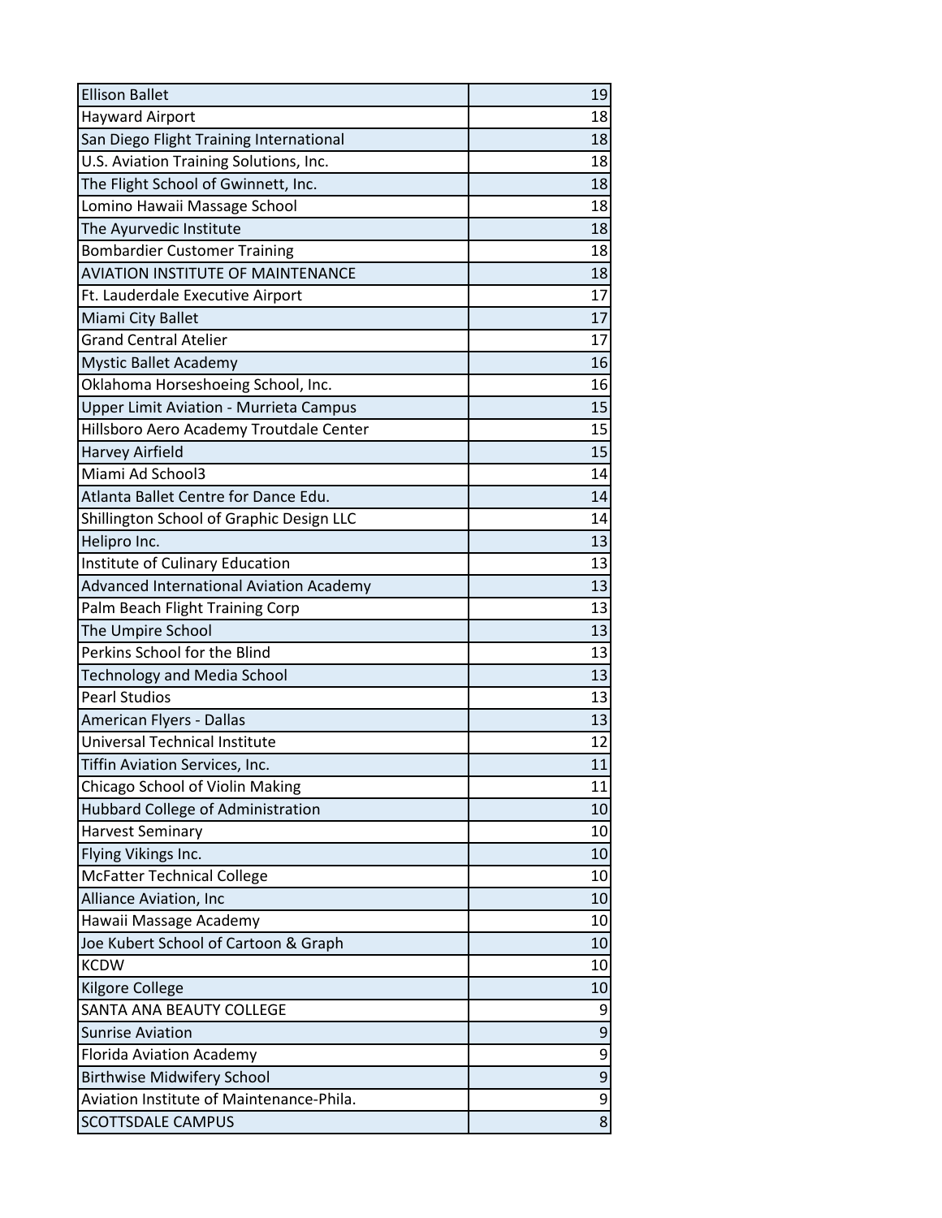| | |
|---|---|
| Ellison Ballet | 19 |
| Hayward Airport | 18 |
| San Diego Flight Training International | 18 |
| U.S. Aviation Training Solutions, Inc. | 18 |
| The Flight School of Gwinnett, Inc. | 18 |
| Lomino Hawaii Massage School | 18 |
| The Ayurvedic Institute | 18 |
| Bombardier Customer Training | 18 |
| AVIATION INSTITUTE OF MAINTENANCE | 18 |
| Ft. Lauderdale Executive Airport | 17 |
| Miami City Ballet | 17 |
| Grand Central Atelier | 17 |
| Mystic Ballet Academy | 16 |
| Oklahoma Horseshoeing School, Inc. | 16 |
| Upper Limit Aviation - Murrieta Campus | 15 |
| Hillsboro Aero Academy Troutdale Center | 15 |
| Harvey Airfield | 15 |
| Miami Ad School3 | 14 |
| Atlanta Ballet Centre for Dance Edu. | 14 |
| Shillington School of Graphic Design LLC | 14 |
| Helipro Inc. | 13 |
| Institute of Culinary Education | 13 |
| Advanced International Aviation Academy | 13 |
| Palm Beach Flight Training Corp | 13 |
| The Umpire School | 13 |
| Perkins School for the Blind | 13 |
| Technology and Media School | 13 |
| Pearl Studios | 13 |
| American Flyers - Dallas | 13 |
| Universal Technical Institute | 12 |
| Tiffin Aviation Services, Inc. | 11 |
| Chicago School of Violin Making | 11 |
| Hubbard College of Administration | 10 |
| Harvest Seminary | 10 |
| Flying Vikings Inc. | 10 |
| McFatter Technical College | 10 |
| Alliance Aviation, Inc | 10 |
| Hawaii Massage Academy | 10 |
| Joe Kubert School of Cartoon & Graph | 10 |
| KCDW | 10 |
| Kilgore College | 10 |
| SANTA ANA BEAUTY COLLEGE | 9 |
| Sunrise Aviation | 9 |
| Florida Aviation Academy | 9 |
| Birthwise Midwifery School | 9 |
| Aviation Institute of Maintenance-Phila. | 9 |
| SCOTTSDALE CAMPUS | 8 |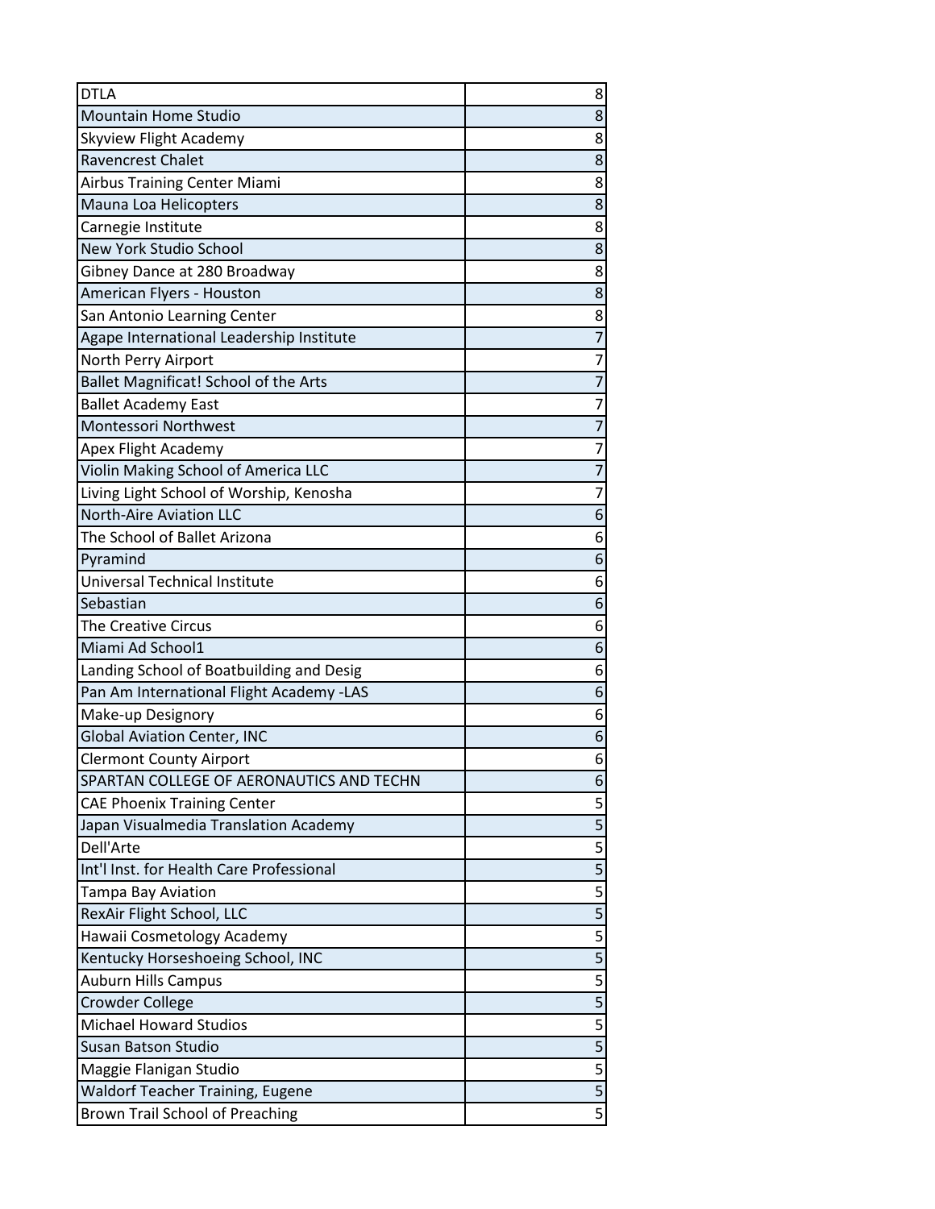| | |
|---|---|
| DTLA | 8 |
| Mountain Home Studio | 8 |
| Skyview Flight Academy | 8 |
| Ravencrest Chalet | 8 |
| Airbus Training Center Miami | 8 |
| Mauna Loa Helicopters | 8 |
| Carnegie Institute | 8 |
| New York Studio School | 8 |
| Gibney Dance at 280 Broadway | 8 |
| American Flyers - Houston | 8 |
| San Antonio Learning Center | 8 |
| Agape International Leadership Institute | 7 |
| North Perry Airport | 7 |
| Ballet Magnificat! School of the Arts | 7 |
| Ballet Academy East | 7 |
| Montessori Northwest | 7 |
| Apex Flight Academy | 7 |
| Violin Making School of America LLC | 7 |
| Living Light School of Worship, Kenosha | 7 |
| North-Aire Aviation LLC | 6 |
| The School of Ballet Arizona | 6 |
| Pyramind | 6 |
| Universal Technical Institute | 6 |
| Sebastian | 6 |
| The Creative Circus | 6 |
| Miami Ad School1 | 6 |
| Landing School of Boatbuilding and Desig | 6 |
| Pan Am International Flight Academy -LAS | 6 |
| Make-up Designory | 6 |
| Global Aviation Center, INC | 6 |
| Clermont County Airport | 6 |
| SPARTAN COLLEGE OF AERONAUTICS AND TECHN | 6 |
| CAE Phoenix Training Center | 5 |
| Japan Visualmedia Translation Academy | 5 |
| Dell'Arte | 5 |
| Int'l Inst. for Health Care Professional | 5 |
| Tampa Bay Aviation | 5 |
| RexAir Flight School, LLC | 5 |
| Hawaii Cosmetology Academy | 5 |
| Kentucky Horseshoeing School, INC | 5 |
| Auburn Hills Campus | 5 |
| Crowder College | 5 |
| Michael Howard Studios | 5 |
| Susan Batson Studio | 5 |
| Maggie Flanigan Studio | 5 |
| Waldorf Teacher Training, Eugene | 5 |
| Brown Trail School of Preaching | 5 |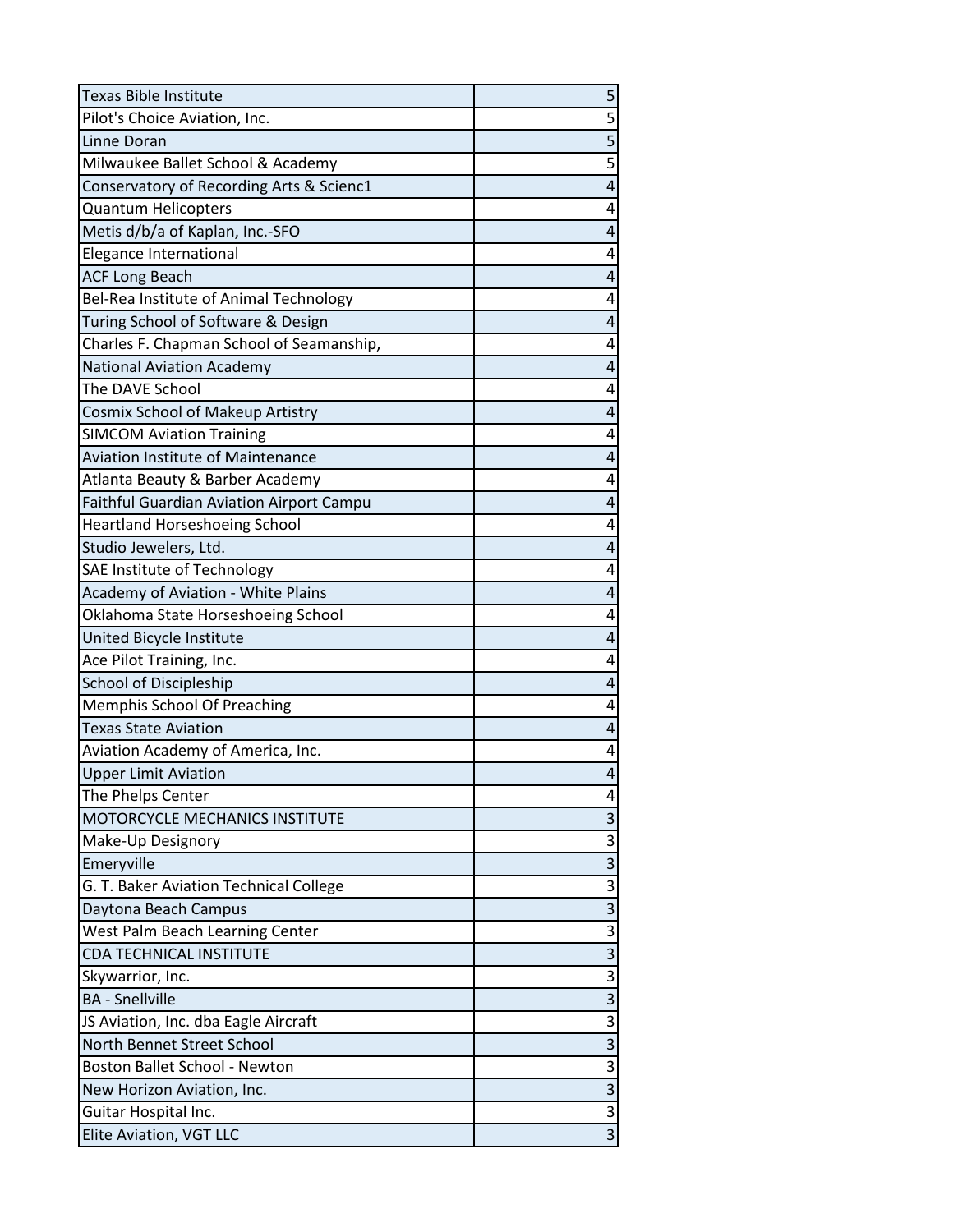| | |
|---|---|
| Texas Bible Institute | 5 |
| Pilot's Choice Aviation, Inc. | 5 |
| Linne Doran | 5 |
| Milwaukee Ballet School & Academy | 5 |
| Conservatory of Recording Arts & Scienc1 | 4 |
| Quantum Helicopters | 4 |
| Metis d/b/a of Kaplan, Inc.-SFO | 4 |
| Elegance International | 4 |
| ACF Long Beach | 4 |
| Bel-Rea Institute of Animal Technology | 4 |
| Turing School of Software & Design | 4 |
| Charles F. Chapman School of Seamanship, | 4 |
| National Aviation Academy | 4 |
| The DAVE School | 4 |
| Cosmix School of Makeup Artistry | 4 |
| SIMCOM Aviation Training | 4 |
| Aviation Institute of Maintenance | 4 |
| Atlanta Beauty & Barber Academy | 4 |
| Faithful Guardian Aviation Airport Campu | 4 |
| Heartland Horseshoeing School | 4 |
| Studio Jewelers, Ltd. | 4 |
| SAE Institute of Technology | 4 |
| Academy of Aviation - White Plains | 4 |
| Oklahoma State Horseshoeing School | 4 |
| United Bicycle Institute | 4 |
| Ace Pilot Training, Inc. | 4 |
| School of Discipleship | 4 |
| Memphis School Of Preaching | 4 |
| Texas State Aviation | 4 |
| Aviation Academy of America, Inc. | 4 |
| Upper Limit Aviation | 4 |
| The Phelps Center | 4 |
| MOTORCYCLE MECHANICS INSTITUTE | 3 |
| Make-Up Designory | 3 |
| Emeryville | 3 |
| G. T. Baker Aviation Technical College | 3 |
| Daytona Beach Campus | 3 |
| West Palm Beach Learning Center | 3 |
| CDA TECHNICAL INSTITUTE | 3 |
| Skywarrior, Inc. | 3 |
| BA - Snellville | 3 |
| JS Aviation, Inc. dba Eagle Aircraft | 3 |
| North Bennet Street School | 3 |
| Boston Ballet School - Newton | 3 |
| New Horizon Aviation, Inc. | 3 |
| Guitar Hospital Inc. | 3 |
| Elite Aviation, VGT LLC | 3 |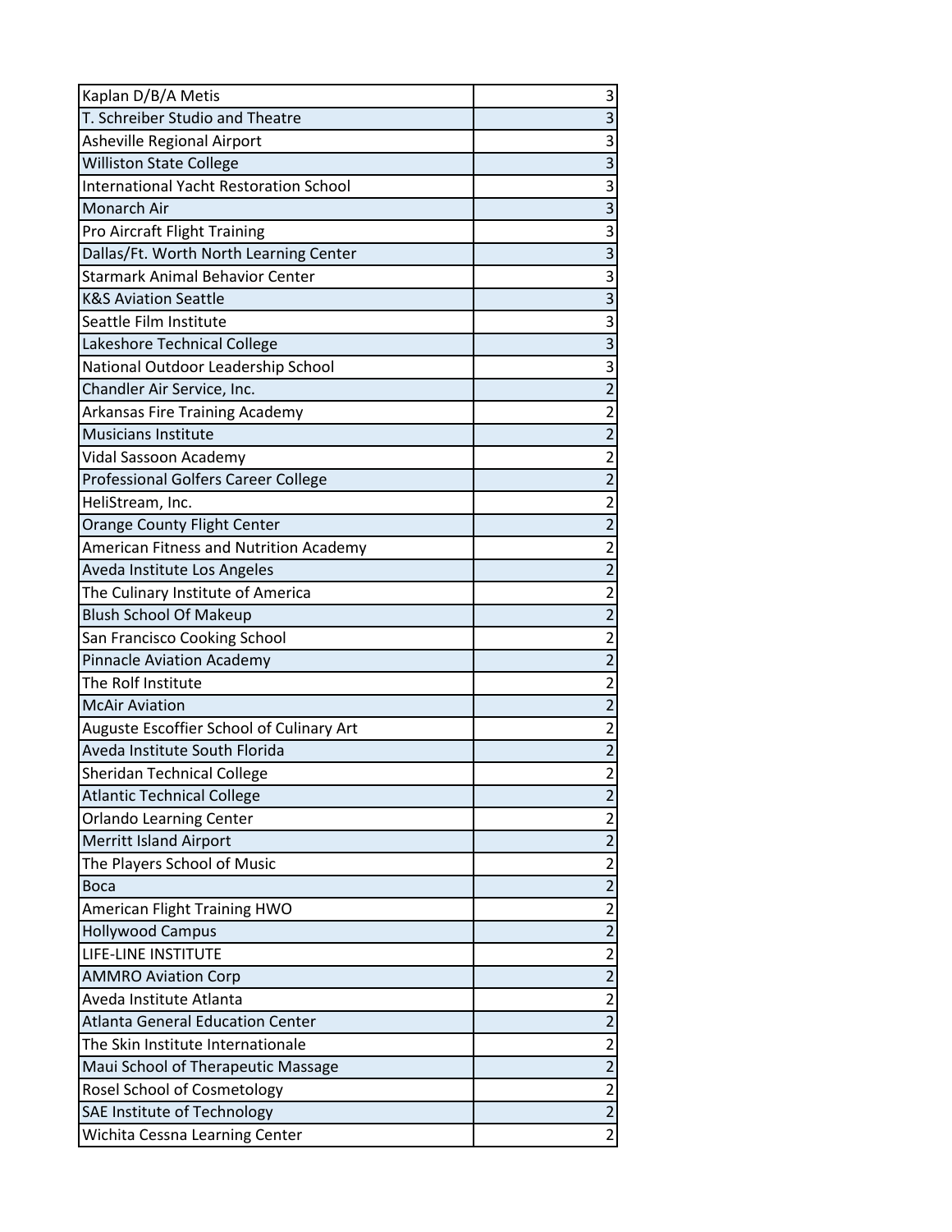| | |
|---|---|
| Kaplan D/B/A Metis | 3 |
| T. Schreiber Studio and Theatre | 3 |
| Asheville Regional Airport | 3 |
| Williston State College | 3 |
| International Yacht Restoration School | 3 |
| Monarch Air | 3 |
| Pro Aircraft Flight Training | 3 |
| Dallas/Ft. Worth North Learning Center | 3 |
| Starmark Animal Behavior Center | 3 |
| K&S Aviation Seattle | 3 |
| Seattle Film Institute | 3 |
| Lakeshore Technical College | 3 |
| National Outdoor Leadership School | 3 |
| Chandler Air Service, Inc. | 2 |
| Arkansas Fire Training Academy | 2 |
| Musicians Institute | 2 |
| Vidal Sassoon Academy | 2 |
| Professional Golfers Career College | 2 |
| HeliStream, Inc. | 2 |
| Orange County Flight Center | 2 |
| American Fitness and Nutrition Academy | 2 |
| Aveda Institute Los Angeles | 2 |
| The Culinary Institute of America | 2 |
| Blush School Of Makeup | 2 |
| San Francisco Cooking School | 2 |
| Pinnacle Aviation Academy | 2 |
| The Rolf Institute | 2 |
| McAir Aviation | 2 |
| Auguste Escoffier School of Culinary Art | 2 |
| Aveda Institute South Florida | 2 |
| Sheridan Technical College | 2 |
| Atlantic Technical College | 2 |
| Orlando Learning Center | 2 |
| Merritt Island Airport | 2 |
| The Players School of Music | 2 |
| Boca | 2 |
| American Flight Training HWO | 2 |
| Hollywood Campus | 2 |
| LIFE-LINE INSTITUTE | 2 |
| AMMRO Aviation Corp | 2 |
| Aveda Institute Atlanta | 2 |
| Atlanta General Education Center | 2 |
| The Skin Institute Internationale | 2 |
| Maui School of Therapeutic Massage | 2 |
| Rosel School of Cosmetology | 2 |
| SAE Institute of Technology | 2 |
| Wichita Cessna Learning Center | 2 |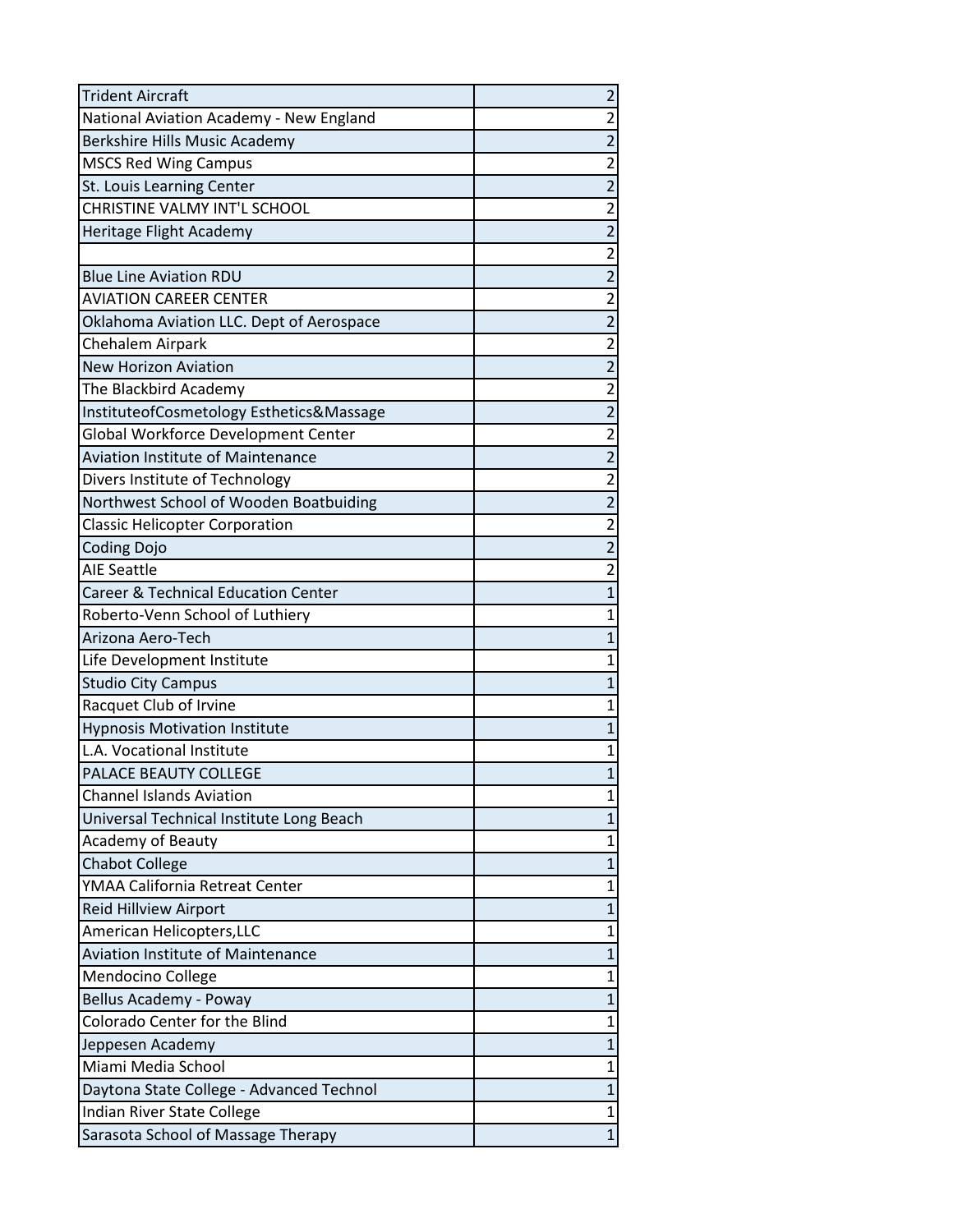| | |
|---|---|
| Trident Aircraft | 2 |
| National Aviation Academy - New England | 2 |
| Berkshire Hills Music Academy | 2 |
| MSCS Red Wing Campus | 2 |
| St. Louis Learning Center | 2 |
| CHRISTINE VALMY INT'L SCHOOL | 2 |
| Heritage Flight Academy | 2 |
| | 2 |
| Blue Line Aviation RDU | 2 |
| AVIATION CAREER CENTER | 2 |
| Oklahoma Aviation LLC. Dept of Aerospace | 2 |
| Chehalem Airpark | 2 |
| New Horizon Aviation | 2 |
| The Blackbird Academy | 2 |
| InstituteofCosmetology Esthetics&Massage | 2 |
| Global Workforce Development Center | 2 |
| Aviation Institute of Maintenance | 2 |
| Divers Institute of Technology | 2 |
| Northwest School of Wooden Boatbuiding | 2 |
| Classic Helicopter Corporation | 2 |
| Coding Dojo | 2 |
| AIE Seattle | 2 |
| Career & Technical Education Center | 1 |
| Roberto-Venn School of Luthiery | 1 |
| Arizona Aero-Tech | 1 |
| Life Development Institute | 1 |
| Studio City Campus | 1 |
| Racquet Club of Irvine | 1 |
| Hypnosis Motivation Institute | 1 |
| L.A. Vocational Institute | 1 |
| PALACE BEAUTY COLLEGE | 1 |
| Channel Islands Aviation | 1 |
| Universal Technical Institute Long Beach | 1 |
| Academy of Beauty | 1 |
| Chabot College | 1 |
| YMAA California Retreat Center | 1 |
| Reid Hillview Airport | 1 |
| American Helicopters,LLC | 1 |
| Aviation Institute of Maintenance | 1 |
| Mendocino College | 1 |
| Bellus Academy - Poway | 1 |
| Colorado Center for the Blind | 1 |
| Jeppesen Academy | 1 |
| Miami Media School | 1 |
| Daytona State College - Advanced Technol | 1 |
| Indian River State College | 1 |
| Sarasota School of Massage Therapy | 1 |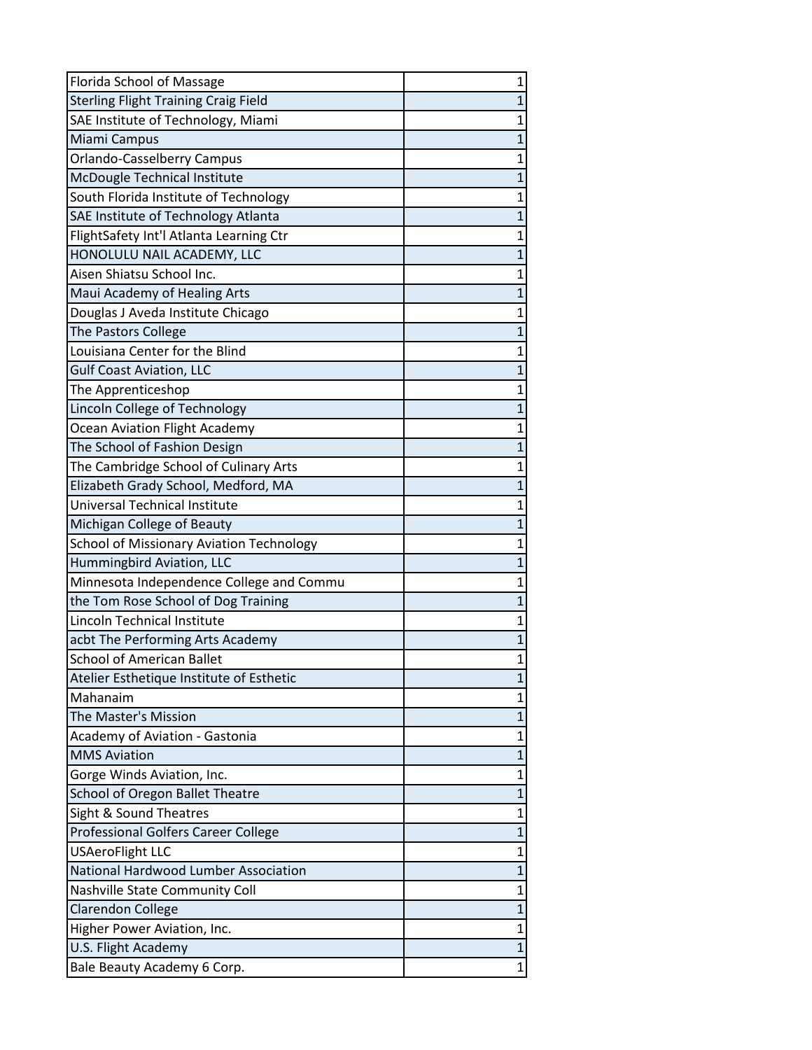| | |
|---|---|
| Florida School of Massage | 1 |
| Sterling Flight Training Craig Field | 1 |
| SAE Institute of Technology, Miami | 1 |
| Miami Campus | 1 |
| Orlando-Casselberry Campus | 1 |
| McDougle Technical Institute | 1 |
| South Florida Institute of Technology | 1 |
| SAE Institute of Technology Atlanta | 1 |
| FlightSafety Int'l Atlanta Learning Ctr | 1 |
| HONOLULU NAIL ACADEMY, LLC | 1 |
| Aisen Shiatsu School Inc. | 1 |
| Maui Academy of Healing Arts | 1 |
| Douglas J Aveda Institute Chicago | 1 |
| The Pastors College | 1 |
| Louisiana Center for the Blind | 1 |
| Gulf Coast Aviation, LLC | 1 |
| The Apprenticeshop | 1 |
| Lincoln College of Technology | 1 |
| Ocean Aviation Flight Academy | 1 |
| The School of Fashion Design | 1 |
| The Cambridge School of Culinary Arts | 1 |
| Elizabeth Grady School, Medford, MA | 1 |
| Universal Technical Institute | 1 |
| Michigan College of Beauty | 1 |
| School of Missionary Aviation Technology | 1 |
| Hummingbird Aviation, LLC | 1 |
| Minnesota Independence College and Commu | 1 |
| the Tom Rose School of Dog Training | 1 |
| Lincoln Technical Institute | 1 |
| acbt The Performing Arts Academy | 1 |
| School of American Ballet | 1 |
| Atelier Esthetique Institute of Esthetic | 1 |
| Mahanaim | 1 |
| The Master's Mission | 1 |
| Academy of Aviation - Gastonia | 1 |
| MMS Aviation | 1 |
| Gorge Winds Aviation, Inc. | 1 |
| School of Oregon Ballet Theatre | 1 |
| Sight & Sound Theatres | 1 |
| Professional Golfers Career College | 1 |
| USAeroFlight LLC | 1 |
| National Hardwood Lumber Association | 1 |
| Nashville State Community Coll | 1 |
| Clarendon College | 1 |
| Higher Power Aviation, Inc. | 1 |
| U.S. Flight Academy | 1 |
| Bale Beauty Academy 6 Corp. | 1 |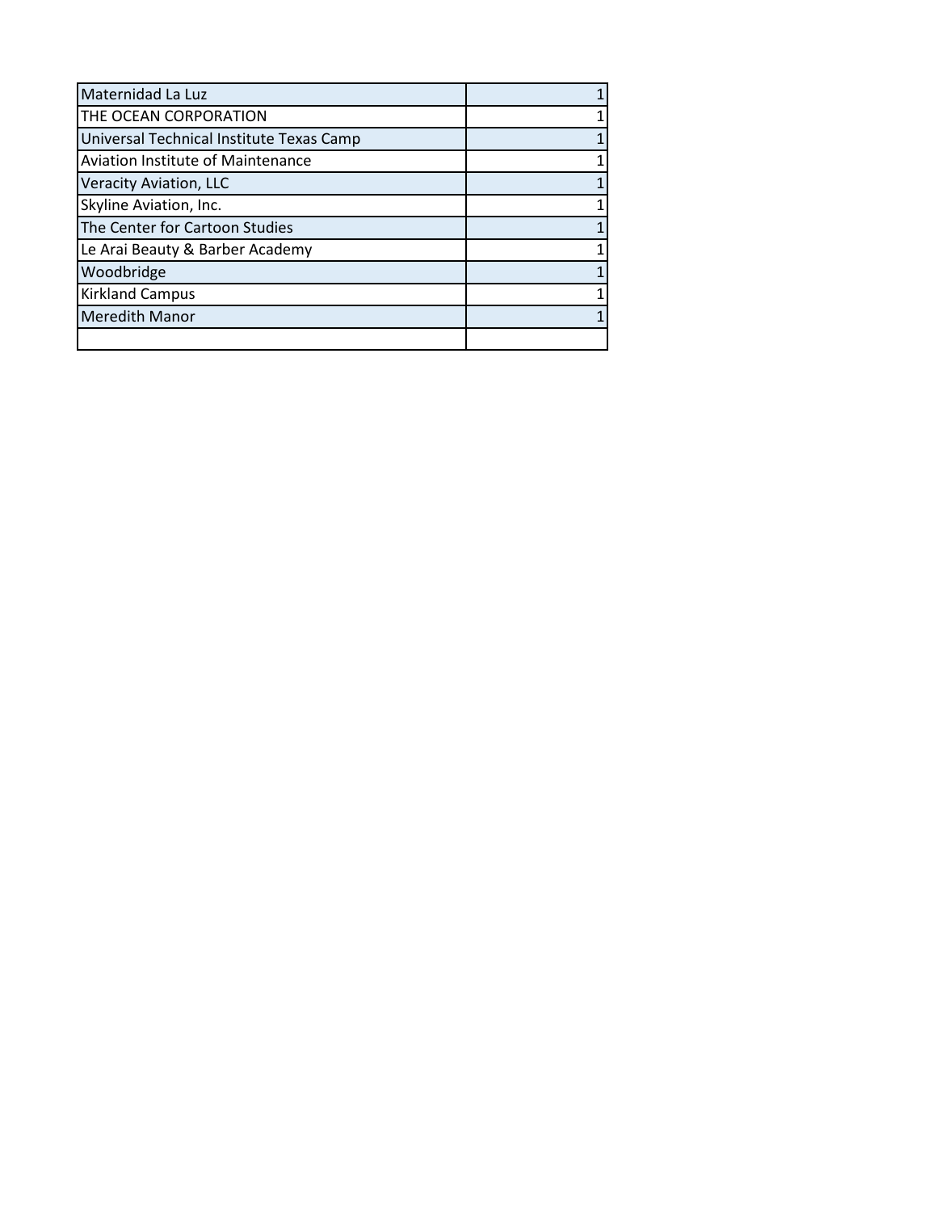| | |
|---|---|
| Maternidad La Luz | 1 |
| THE OCEAN CORPORATION | 1 |
| Universal Technical Institute Texas Camp | 1 |
| Aviation Institute of Maintenance | 1 |
| Veracity Aviation, LLC | 1 |
| Skyline Aviation, Inc. | 1 |
| The Center for Cartoon Studies | 1 |
| Le Arai Beauty & Barber Academy | 1 |
| Woodbridge | 1 |
| Kirkland Campus | 1 |
| Meredith Manor | 1 |
| | |